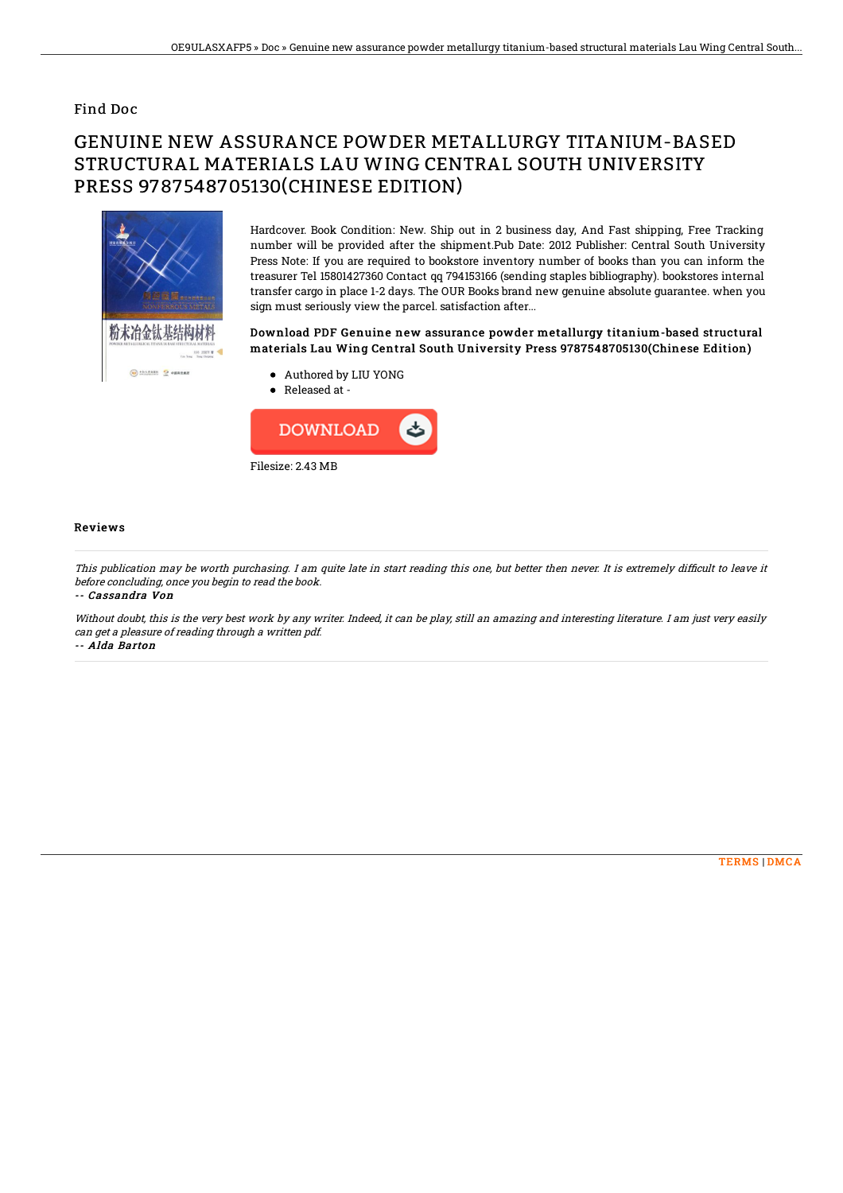Find Doc

# GENUINE NEW ASSURANCE POWDER METALLURGY TITANIUM-BASED STRUCTURAL MATERIALS LAU WING CENTRAL SOUTH UNIVERSITY PRESS 9787548705130(CHINESE EDITION)

Hardcover. Book Condition: New. Ship out in 2 business day, And Fast shipping, Free Tracking number will be provided after the shipment.Pub Date: 2012 Publisher: Central South University Press Note: If you are required to bookstore inventory number of books than you can inform the treasurer Tel 15801427360 Contact qq 794153166 (sending staples bibliography). bookstores internal transfer cargo in place 1-2 days. The OUR Books brand new genuine absolute guarantee. when you sign must seriously view the parcel. satisfaction after...

### Download PDF Genuine new assurance powder metallurgy titanium-based structural materials Lau Wing Central South University Press 9787548705130(Chinese Edition)

- Authored by LIU YONG
- Released at -

DOWNLOAD

Filesize: 2.43 MB

## Reviews

*This publication may be worth purchasing. I am quite late in start reading this one, but better then never. It is extremely difficult to leave it before concluding, once you begin to read the book.*

*-- Cassandra Von*

*Without doubt, this is the very best work by any writer. Indeed, it can be play, still an amazing and interesting literature. I am just very easily can get a pleasure of reading through a written pdf.*

*-- Alda Barton*

TERMS | DMCA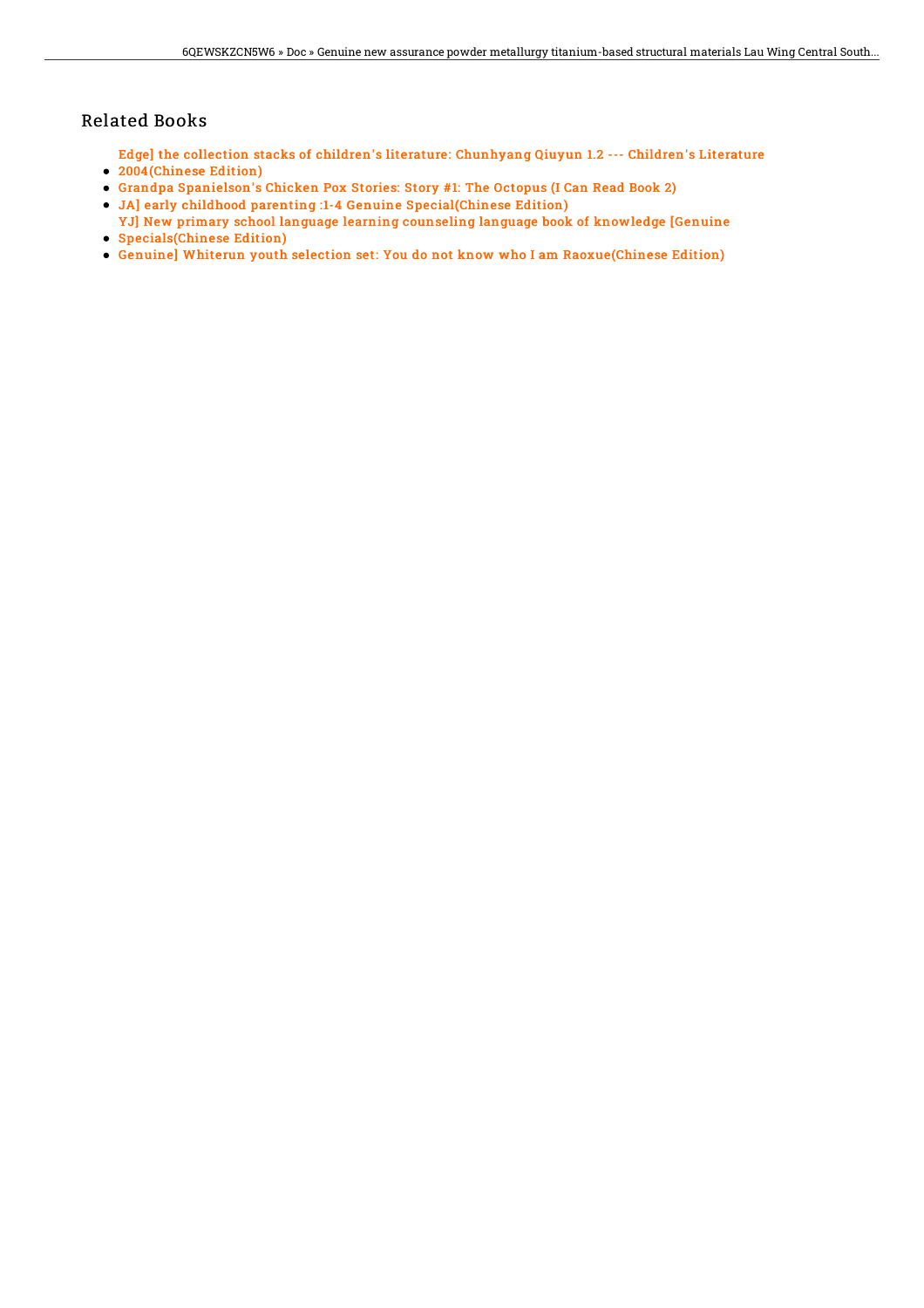## Related Books

- Edge] the collection stacks of children's literature: Chunhyang Qiuyun 1.2 --- Children's Literature 2004(Chinese Edition)
- Grandpa Spanielson's Chicken Pox Stories: Story #1: The Octopus (I Can Read Book 2)
- JA] early childhood parenting :1-4 Genuine Special(Chinese Edition)
- YJ] New primary school language learning counseling language book of knowledge [Genuine Specials(Chinese Edition)
- Genuine] Whiterun youth selection set: You do not know who I am Raoxue(Chinese Edition)